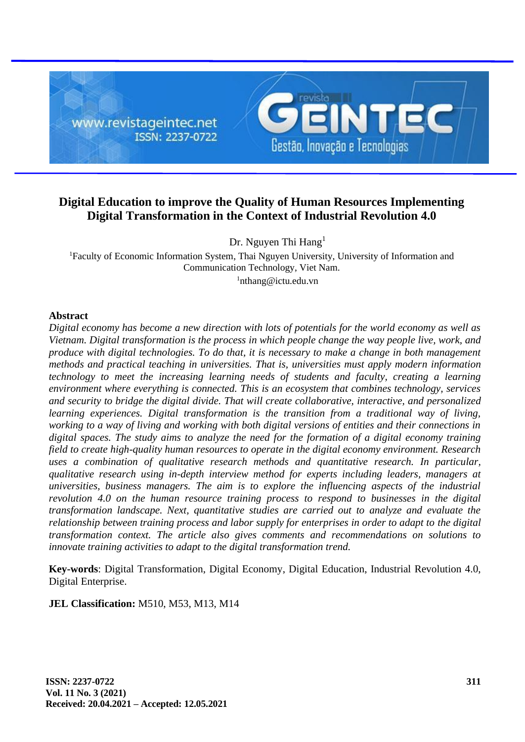# Digital Education to improve the Quality of Human Resources Implementing Digital Transformation in the Context of Industrial Revolution 4.0

Dr. Nguyen Thi Hang[1]

[1]Faculty of Economic Information System, Thai Nguyen University, University of Information and Communication Technology, Viet Nam.

[1]nthang@ictu.edu.vn

## Abstract

*Digital economy has become a new direction with lots of potentials for the world economy as well as Vietnam. Digital transformation is the process in which people change the way people live, work, and produce with digital technologies. To do that, it is necessary to make a change in both management methods and practical teaching in universities. That is, universities must apply modern information technology to meet the increasing learning needs of students and faculty, creating a learning environment where everything is connected. This is an ecosystem that combines technology, services and security to bridge the digital divide. That will create collaborative, interactive, and personalized learning experiences. Digital transformation is the transition from a traditional way of living, working to a way of living and working with both digital versions of entities and their connections in digital spaces. The study aims to analyze the need for the formation of a digital economy training field to create high-quality human resources to operate in the digital economy environment. Research uses a combination of qualitative research methods and quantitative research. In particular, qualitative research using in-depth interview method for experts including leaders, managers at universities, business managers. The aim is to explore the influencing aspects of the industrial revolution 4.0 on the human resource training process to respond to businesses in the digital transformation landscape. Next, quantitative studies are carried out to analyze and evaluate the relationship between training process and labor supply for enterprises in order to adapt to the digital transformation context. The article also gives comments and recommendations on solutions to innovate training activities to adapt to the digital transformation trend.*

**Key-words**: Digital Transformation, Digital Economy, Digital Education, Industrial Revolution 4.0, Digital Enterprise.

**JEL Classification:** M510, M53, M13, M14

Received: 20.04.2021 – Accepted: 12.05.2021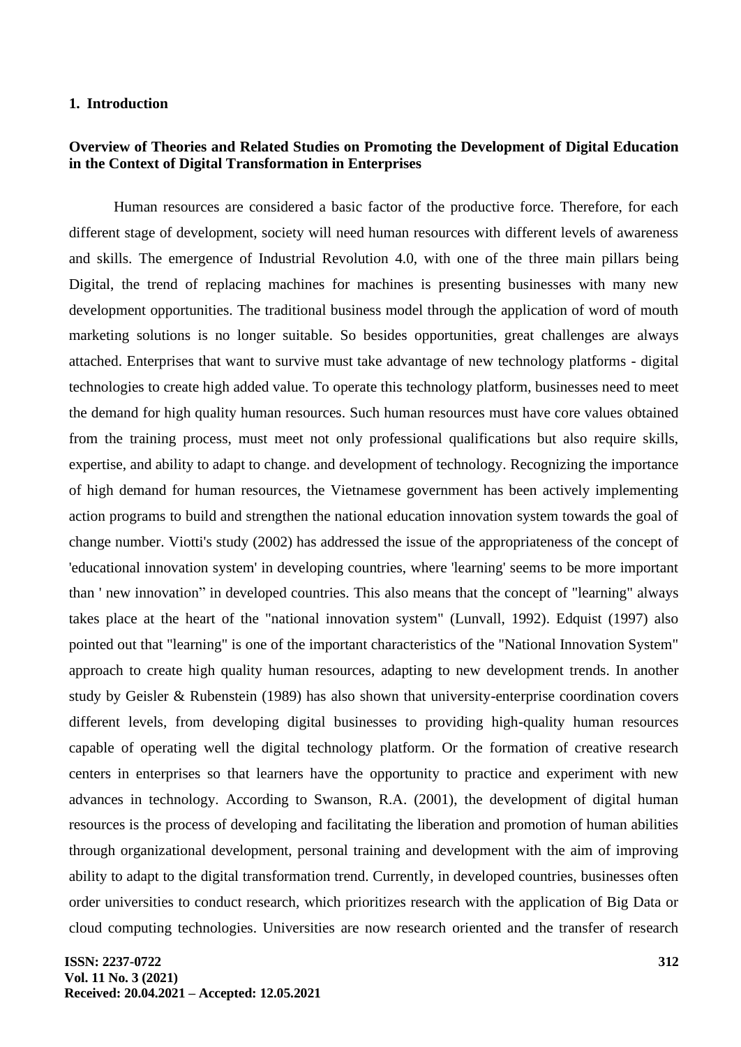## 1. Introduction

### Overview of Theories and Related Studies on Promoting the Development of Digital Education in the Context of Digital Transformation in Enterprises

Human resources are considered a basic factor of the productive force. Therefore, for each different stage of development, society will need human resources with different levels of awareness and skills. The emergence of Industrial Revolution 4.0, with one of the three main pillars being Digital, the trend of replacing machines for machines is presenting businesses with many new development opportunities. The traditional business model through the application of word of mouth marketing solutions is no longer suitable. So besides opportunities, great challenges are always attached. Enterprises that want to survive must take advantage of new technology platforms - digital technologies to create high added value. To operate this technology platform, businesses need to meet the demand for high quality human resources. Such human resources must have core values obtained from the training process, must meet not only professional qualifications but also require skills, expertise, and ability to adapt to change. and development of technology. Recognizing the importance of high demand for human resources, the Vietnamese government has been actively implementing action programs to build and strengthen the national education innovation system towards the goal of change number. Viotti's study (2002) has addressed the issue of the appropriateness of the concept of 'educational innovation system' in developing countries, where 'learning' seems to be more important than ' new innovation" in developed countries. This also means that the concept of "learning" always takes place at the heart of the "national innovation system" (Lunvall, 1992). Edquist (1997) also pointed out that "learning" is one of the important characteristics of the "National Innovation System" approach to create high quality human resources, adapting to new development trends. In another study by Geisler & Rubenstein (1989) has also shown that university-enterprise coordination covers different levels, from developing digital businesses to providing high-quality human resources capable of operating well the digital technology platform. Or the formation of creative research centers in enterprises so that learners have the opportunity to practice and experiment with new advances in technology. According to Swanson, R.A. (2001), the development of digital human resources is the process of developing and facilitating the liberation and promotion of human abilities through organizational development, personal training and development with the aim of improving ability to adapt to the digital transformation trend. Currently, in developed countries, businesses often order universities to conduct research, which prioritizes research with the application of Big Data or cloud computing technologies. Universities are now research oriented and the transfer of research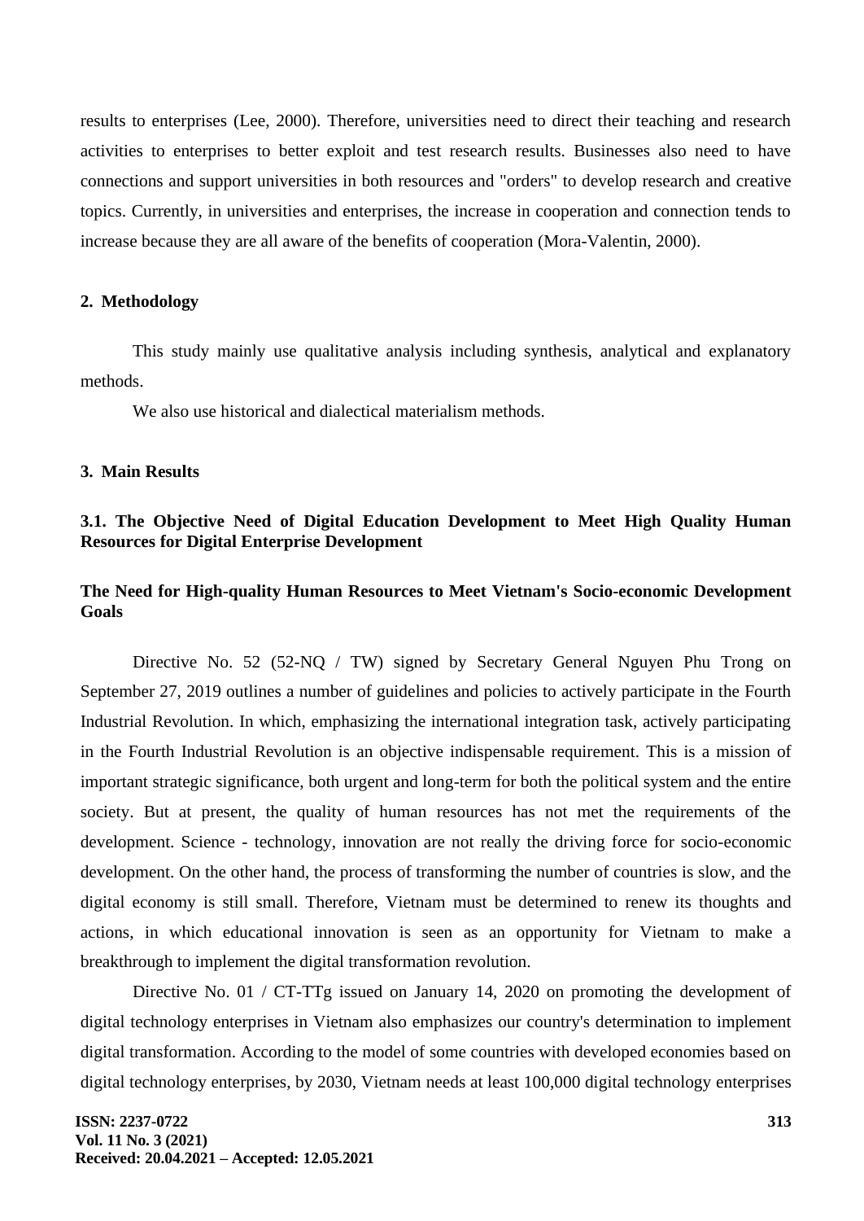results to enterprises (Lee, 2000). Therefore, universities need to direct their teaching and research activities to enterprises to better exploit and test research results. Businesses also need to have connections and support universities in both resources and "orders" to develop research and creative topics. Currently, in universities and enterprises, the increase in cooperation and connection tends to increase because they are all aware of the benefits of cooperation (Mora-Valentin, 2000).

## 2. Methodology

This study mainly use qualitative analysis including synthesis, analytical and explanatory methods.

We also use historical and dialectical materialism methods.

## 3. Main Results

### 3.1. The Objective Need of Digital Education Development to Meet High Quality Human Resources for Digital Enterprise Development

#### The Need for High-quality Human Resources to Meet Vietnam's Socio-economic Development Goals

Directive No. 52 (52-NQ / TW) signed by Secretary General Nguyen Phu Trong on September 27, 2019 outlines a number of guidelines and policies to actively participate in the Fourth Industrial Revolution. In which, emphasizing the international integration task, actively participating in the Fourth Industrial Revolution is an objective indispensable requirement. This is a mission of important strategic significance, both urgent and long-term for both the political system and the entire society. But at present, the quality of human resources has not met the requirements of the development. Science - technology, innovation are not really the driving force for socio-economic development. On the other hand, the process of transforming the number of countries is slow, and the digital economy is still small. Therefore, Vietnam must be determined to renew its thoughts and actions, in which educational innovation is seen as an opportunity for Vietnam to make a breakthrough to implement the digital transformation revolution.

Directive No. 01 / CT-TTg issued on January 14, 2020 on promoting the development of digital technology enterprises in Vietnam also emphasizes our country's determination to implement digital transformation. According to the model of some countries with developed economies based on digital technology enterprises, by 2030, Vietnam needs at least 100,000 digital technology enterprises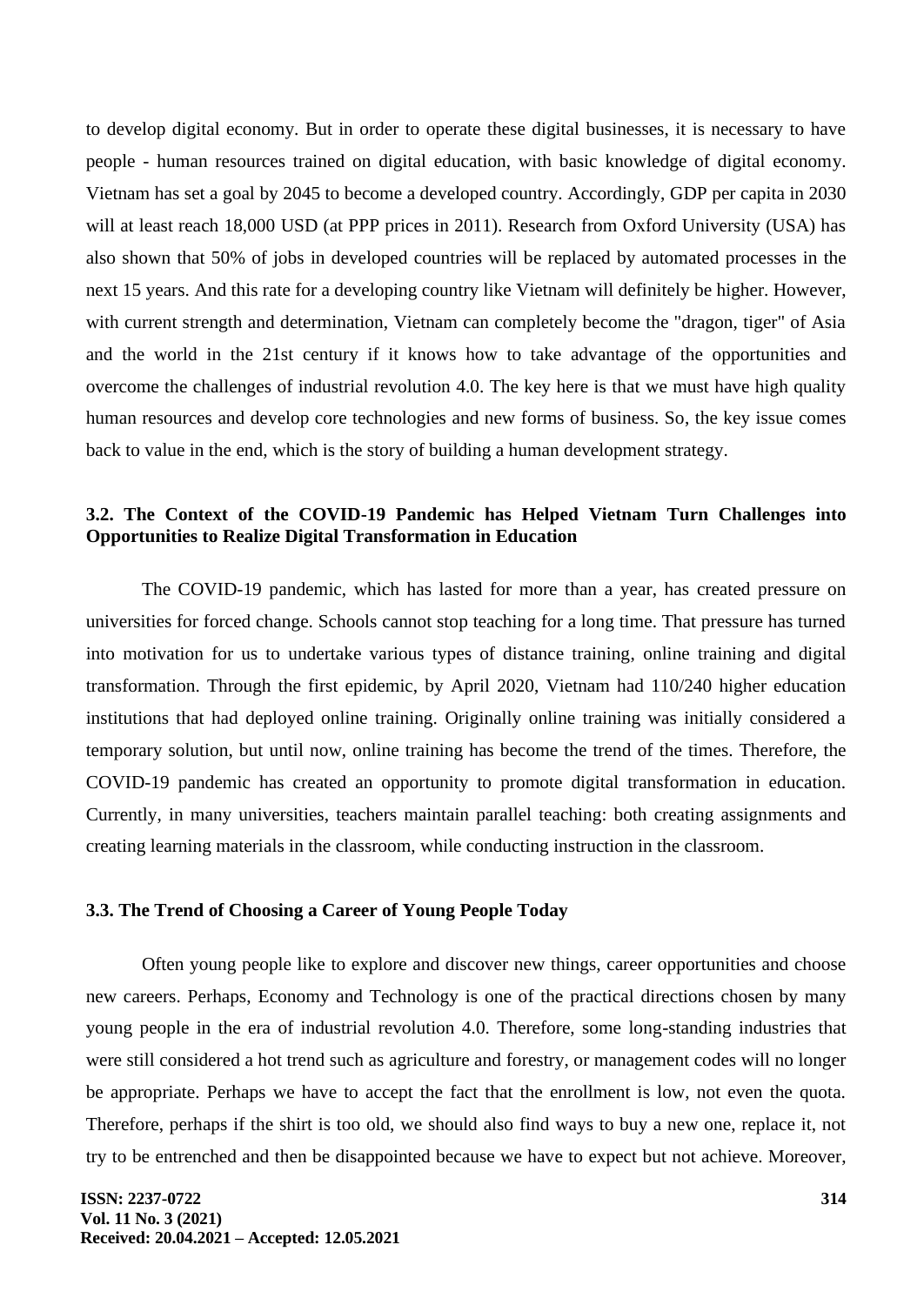to develop digital economy. But in order to operate these digital businesses, it is necessary to have people - human resources trained on digital education, with basic knowledge of digital economy. Vietnam has set a goal by 2045 to become a developed country. Accordingly, GDP per capita in 2030 will at least reach 18,000 USD (at PPP prices in 2011). Research from Oxford University (USA) has also shown that 50% of jobs in developed countries will be replaced by automated processes in the next 15 years. And this rate for a developing country like Vietnam will definitely be higher. However, with current strength and determination, Vietnam can completely become the "dragon, tiger" of Asia and the world in the 21st century if it knows how to take advantage of the opportunities and overcome the challenges of industrial revolution 4.0. The key here is that we must have high quality human resources and develop core technologies and new forms of business. So, the key issue comes back to value in the end, which is the story of building a human development strategy.

### 3.2. The Context of the COVID-19 Pandemic has Helped Vietnam Turn Challenges into Opportunities to Realize Digital Transformation in Education

The COVID-19 pandemic, which has lasted for more than a year, has created pressure on universities for forced change. Schools cannot stop teaching for a long time. That pressure has turned into motivation for us to undertake various types of distance training, online training and digital transformation. Through the first epidemic, by April 2020, Vietnam had 110/240 higher education institutions that had deployed online training. Originally online training was initially considered a temporary solution, but until now, online training has become the trend of the times. Therefore, the COVID-19 pandemic has created an opportunity to promote digital transformation in education. Currently, in many universities, teachers maintain parallel teaching: both creating assignments and creating learning materials in the classroom, while conducting instruction in the classroom.

### 3.3. The Trend of Choosing a Career of Young People Today

Often young people like to explore and discover new things, career opportunities and choose new careers. Perhaps, Economy and Technology is one of the practical directions chosen by many young people in the era of industrial revolution 4.0. Therefore, some long-standing industries that were still considered a hot trend such as agriculture and forestry, or management codes will no longer be appropriate. Perhaps we have to accept the fact that the enrollment is low, not even the quota. Therefore, perhaps if the shirt is too old, we should also find ways to buy a new one, replace it, not try to be entrenched and then be disappointed because we have to expect but not achieve. Moreover,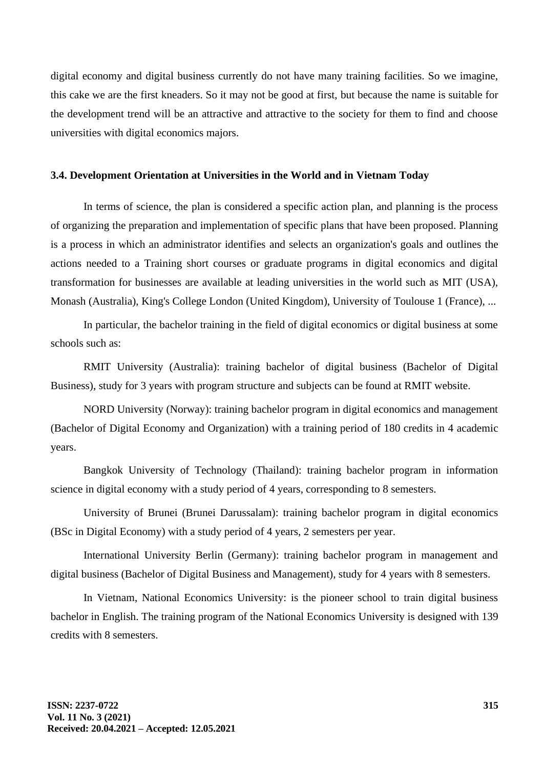digital economy and digital business currently do not have many training facilities. So we imagine, this cake we are the first kneaders. So it may not be good at first, but because the name is suitable for the development trend will be an attractive and attractive to the society for them to find and choose universities with digital economics majors.

### 3.4. Development Orientation at Universities in the World and in Vietnam Today

In terms of science, the plan is considered a specific action plan, and planning is the process of organizing the preparation and implementation of specific plans that have been proposed. Planning is a process in which an administrator identifies and selects an organization's goals and outlines the actions needed to a Training short courses or graduate programs in digital economics and digital transformation for businesses are available at leading universities in the world such as MIT (USA), Monash (Australia), King's College London (United Kingdom), University of Toulouse 1 (France), ...

In particular, the bachelor training in the field of digital economics or digital business at some schools such as:

RMIT University (Australia): training bachelor of digital business (Bachelor of Digital Business), study for 3 years with program structure and subjects can be found at RMIT website.

NORD University (Norway): training bachelor program in digital economics and management (Bachelor of Digital Economy and Organization) with a training period of 180 credits in 4 academic years.

Bangkok University of Technology (Thailand): training bachelor program in information science in digital economy with a study period of 4 years, corresponding to 8 semesters.

University of Brunei (Brunei Darussalam): training bachelor program in digital economics (BSc in Digital Economy) with a study period of 4 years, 2 semesters per year.

International University Berlin (Germany): training bachelor program in management and digital business (Bachelor of Digital Business and Management), study for 4 years with 8 semesters.

In Vietnam, National Economics University: is the pioneer school to train digital business bachelor in English. The training program of the National Economics University is designed with 139 credits with 8 semesters.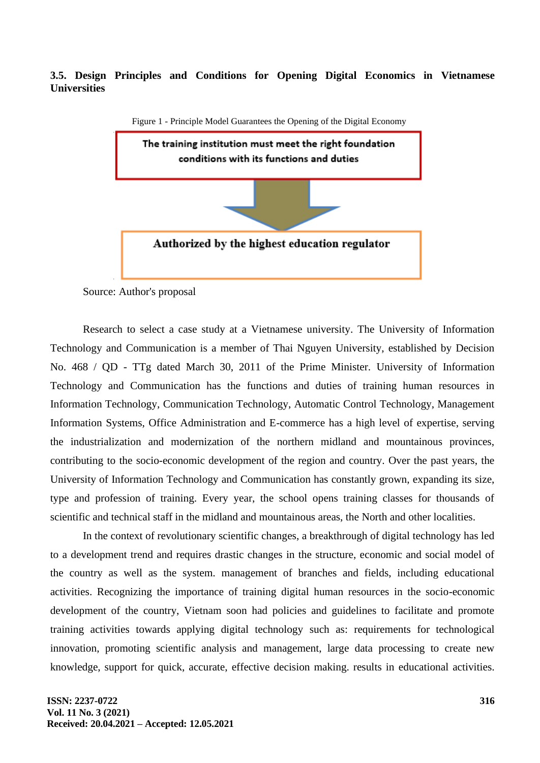### 3.5. Design Principles and Conditions for Opening Digital Economics in Vietnamese Universities

Figure 1 - Principle Model Guarantees the Opening of the Digital Economy

The training institution must meet the right foundation conditions with its functions and duties

Authorized by the highest education regulator

Source: Author's proposal

Research to select a case study at a Vietnamese university. The University of Information Technology and Communication is a member of Thai Nguyen University, established by Decision No. 468 / QD - TTg dated March 30, 2011 of the Prime Minister. University of Information Technology and Communication has the functions and duties of training human resources in Information Technology, Communication Technology, Automatic Control Technology, Management Information Systems, Office Administration and E-commerce has a high level of expertise, serving the industrialization and modernization of the northern midland and mountainous provinces, contributing to the socio-economic development of the region and country. Over the past years, the University of Information Technology and Communication has constantly grown, expanding its size, type and profession of training. Every year, the school opens training classes for thousands of scientific and technical staff in the midland and mountainous areas, the North and other localities.

In the context of revolutionary scientific changes, a breakthrough of digital technology has led to a development trend and requires drastic changes in the structure, economic and social model of the country as well as the system. management of branches and fields, including educational activities. Recognizing the importance of training digital human resources in the socio-economic development of the country, Vietnam soon had policies and guidelines to facilitate and promote training activities towards applying digital technology such as: requirements for technological innovation, promoting scientific analysis and management, large data processing to create new knowledge, support for quick, accurate, effective decision making. results in educational activities.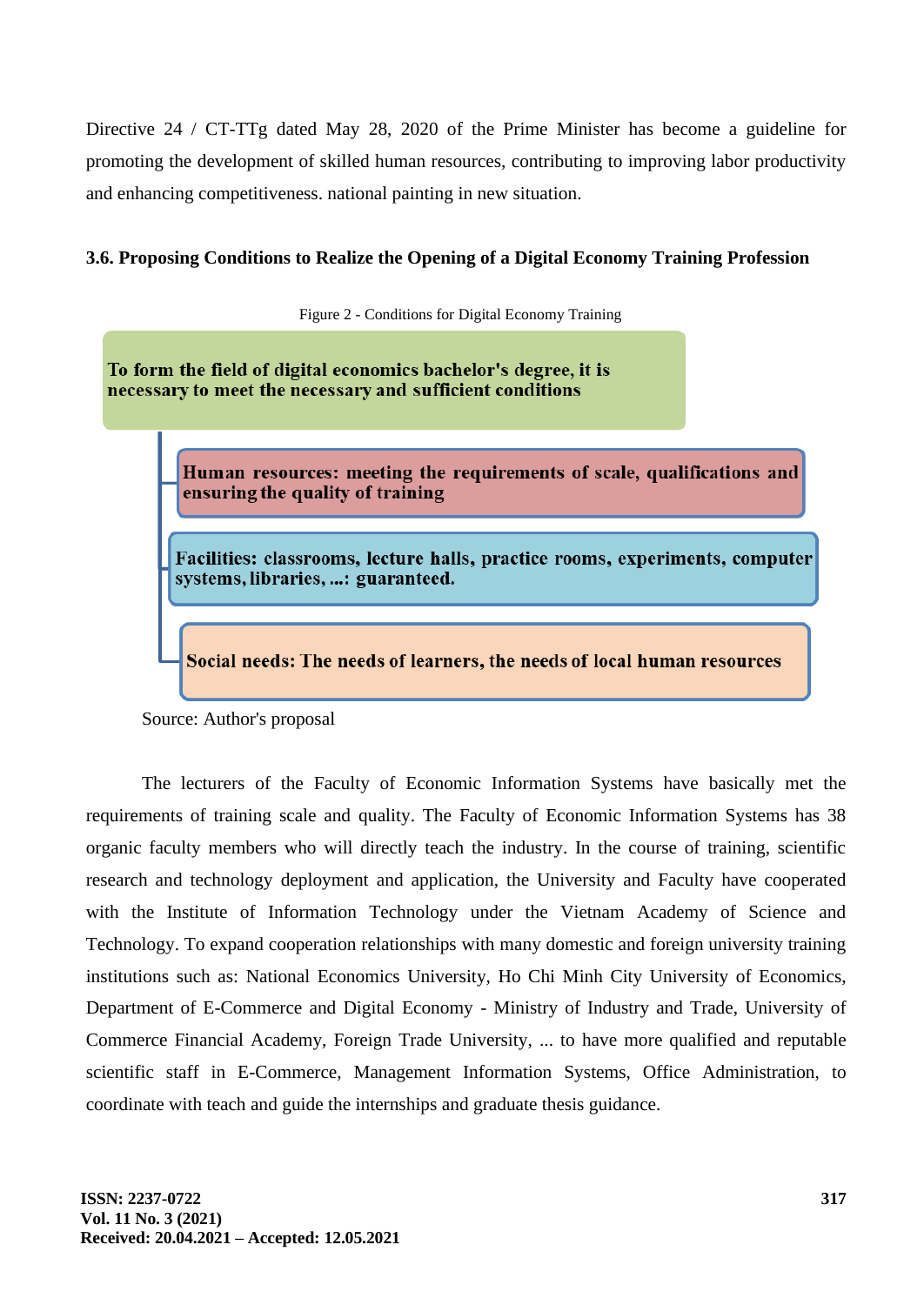Directive 24 / CT-TTg dated May 28, 2020 of the Prime Minister has become a guideline for promoting the development of skilled human resources, contributing to improving labor productivity and enhancing competitiveness. national painting in new situation.

### 3.6. Proposing Conditions to Realize the Opening of a Digital Economy Training Profession

Figure 2 - Conditions for Digital Economy Training

**To form the field of digital economics bachelor's degree, it is necessary to meet the necessary and sufficient conditions**

- **Human resources: meeting the requirements of scale, qualifications and ensuring the quality of training**
- **Facilities: classrooms, lecture halls, practice rooms, experiments, computer systems, libraries, ...: guaranteed.**
- **Social needs: The needs of learners, the needs of local human resources**

Source: Author's proposal

The lecturers of the Faculty of Economic Information Systems have basically met the requirements of training scale and quality. The Faculty of Economic Information Systems has 38 organic faculty members who will directly teach the industry. In the course of training, scientific research and technology deployment and application, the University and Faculty have cooperated with the Institute of Information Technology under the Vietnam Academy of Science and Technology. To expand cooperation relationships with many domestic and foreign university training institutions such as: National Economics University, Ho Chi Minh City University of Economics, Department of E-Commerce and Digital Economy - Ministry of Industry and Trade, University of Commerce Financial Academy, Foreign Trade University, ... to have more qualified and reputable scientific staff in E-Commerce, Management Information Systems, Office Administration, to coordinate with teach and guide the internships and graduate thesis guidance.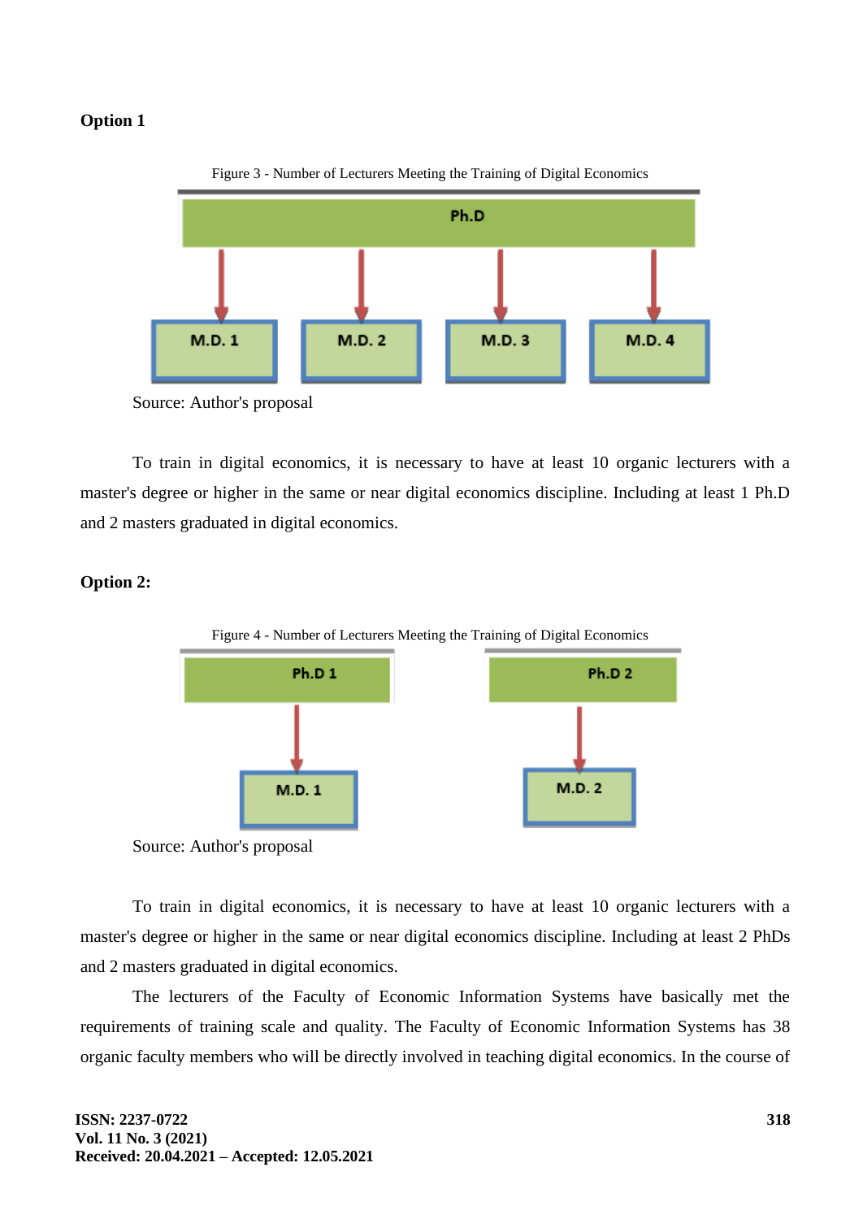**Option 1**

Figure 3 - Number of Lecturers Meeting the Training of Digital Economics

Ph.D

M.D. 1 | M.D. 2 | M.D. 3 | M.D. 4

Source: Author's proposal

To train in digital economics, it is necessary to have at least 10 organic lecturers with a master's degree or higher in the same or near digital economics discipline. Including at least 1 Ph.D and 2 masters graduated in digital economics.

**Option 2:**

Figure 4 - Number of Lecturers Meeting the Training of Digital Economics

Ph.D 1 → M.D. 1

Ph.D 2 → M.D. 2

Source: Author's proposal

To train in digital economics, it is necessary to have at least 10 organic lecturers with a master's degree or higher in the same or near digital economics discipline. Including at least 2 PhDs and 2 masters graduated in digital economics.

The lecturers of the Faculty of Economic Information Systems have basically met the requirements of training scale and quality. The Faculty of Economic Information Systems has 38 organic faculty members who will be directly involved in teaching digital economics. In the course of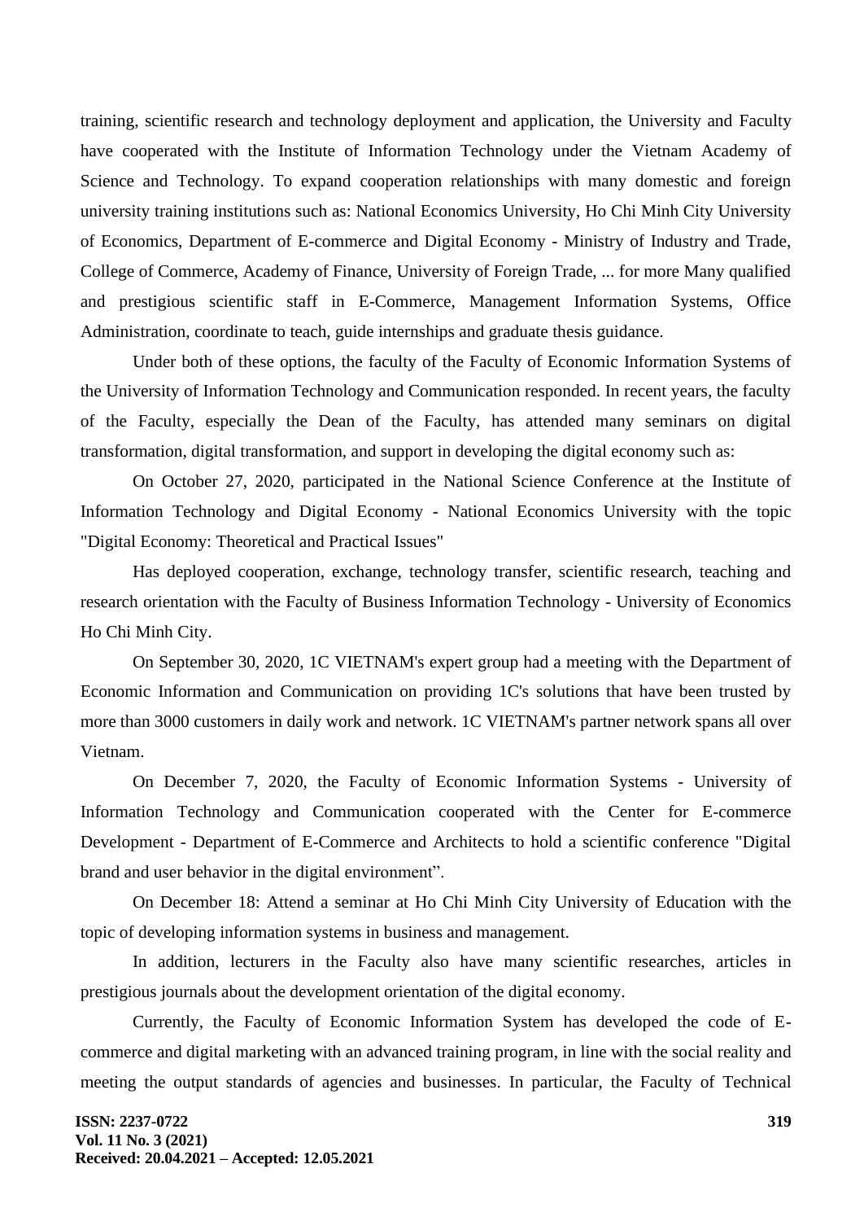training, scientific research and technology deployment and application, the University and Faculty have cooperated with the Institute of Information Technology under the Vietnam Academy of Science and Technology. To expand cooperation relationships with many domestic and foreign university training institutions such as: National Economics University, Ho Chi Minh City University of Economics, Department of E-commerce and Digital Economy - Ministry of Industry and Trade, College of Commerce, Academy of Finance, University of Foreign Trade, ... for more Many qualified and prestigious scientific staff in E-Commerce, Management Information Systems, Office Administration, coordinate to teach, guide internships and graduate thesis guidance.

Under both of these options, the faculty of the Faculty of Economic Information Systems of the University of Information Technology and Communication responded. In recent years, the faculty of the Faculty, especially the Dean of the Faculty, has attended many seminars on digital transformation, digital transformation, and support in developing the digital economy such as:

On October 27, 2020, participated in the National Science Conference at the Institute of Information Technology and Digital Economy - National Economics University with the topic "Digital Economy: Theoretical and Practical Issues"

Has deployed cooperation, exchange, technology transfer, scientific research, teaching and research orientation with the Faculty of Business Information Technology - University of Economics Ho Chi Minh City.

On September 30, 2020, 1C VIETNAM's expert group had a meeting with the Department of Economic Information and Communication on providing 1C's solutions that have been trusted by more than 3000 customers in daily work and network. 1C VIETNAM's partner network spans all over Vietnam.

On December 7, 2020, the Faculty of Economic Information Systems - University of Information Technology and Communication cooperated with the Center for E-commerce Development - Department of E-Commerce and Architects to hold a scientific conference "Digital brand and user behavior in the digital environment".

On December 18: Attend a seminar at Ho Chi Minh City University of Education with the topic of developing information systems in business and management.

In addition, lecturers in the Faculty also have many scientific researches, articles in prestigious journals about the development orientation of the digital economy.

Currently, the Faculty of Economic Information System has developed the code of E-commerce and digital marketing with an advanced training program, in line with the social reality and meeting the output standards of agencies and businesses. In particular, the Faculty of Technical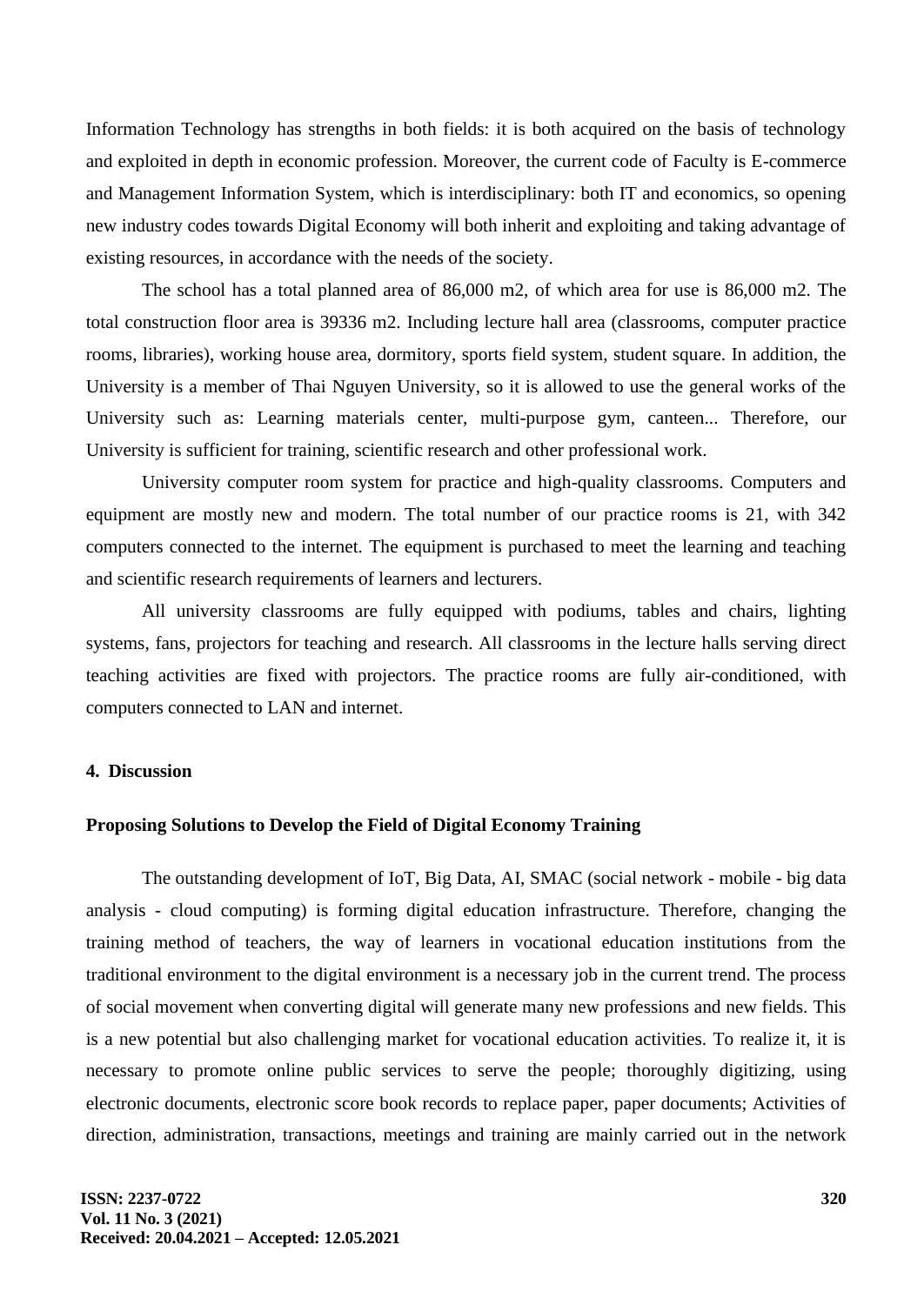Information Technology has strengths in both fields: it is both acquired on the basis of technology and exploited in depth in economic profession. Moreover, the current code of Faculty is E-commerce and Management Information System, which is interdisciplinary: both IT and economics, so opening new industry codes towards Digital Economy will both inherit and exploiting and taking advantage of existing resources, in accordance with the needs of the society.

The school has a total planned area of 86,000 m2, of which area for use is 86,000 m2. The total construction floor area is 39336 m2. Including lecture hall area (classrooms, computer practice rooms, libraries), working house area, dormitory, sports field system, student square. In addition, the University is a member of Thai Nguyen University, so it is allowed to use the general works of the University such as: Learning materials center, multi-purpose gym, canteen... Therefore, our University is sufficient for training, scientific research and other professional work.

University computer room system for practice and high-quality classrooms. Computers and equipment are mostly new and modern. The total number of our practice rooms is 21, with 342 computers connected to the internet. The equipment is purchased to meet the learning and teaching and scientific research requirements of learners and lecturers.

All university classrooms are fully equipped with podiums, tables and chairs, lighting systems, fans, projectors for teaching and research. All classrooms in the lecture halls serving direct teaching activities are fixed with projectors. The practice rooms are fully air-conditioned, with computers connected to LAN and internet.

## 4. Discussion

### Proposing Solutions to Develop the Field of Digital Economy Training

The outstanding development of IoT, Big Data, AI, SMAC (social network - mobile - big data analysis - cloud computing) is forming digital education infrastructure. Therefore, changing the training method of teachers, the way of learners in vocational education institutions from the traditional environment to the digital environment is a necessary job in the current trend. The process of social movement when converting digital will generate many new professions and new fields. This is a new potential but also challenging market for vocational education activities. To realize it, it is necessary to promote online public services to serve the people; thoroughly digitizing, using electronic documents, electronic score book records to replace paper, paper documents; Activities of direction, administration, transactions, meetings and training are mainly carried out in the network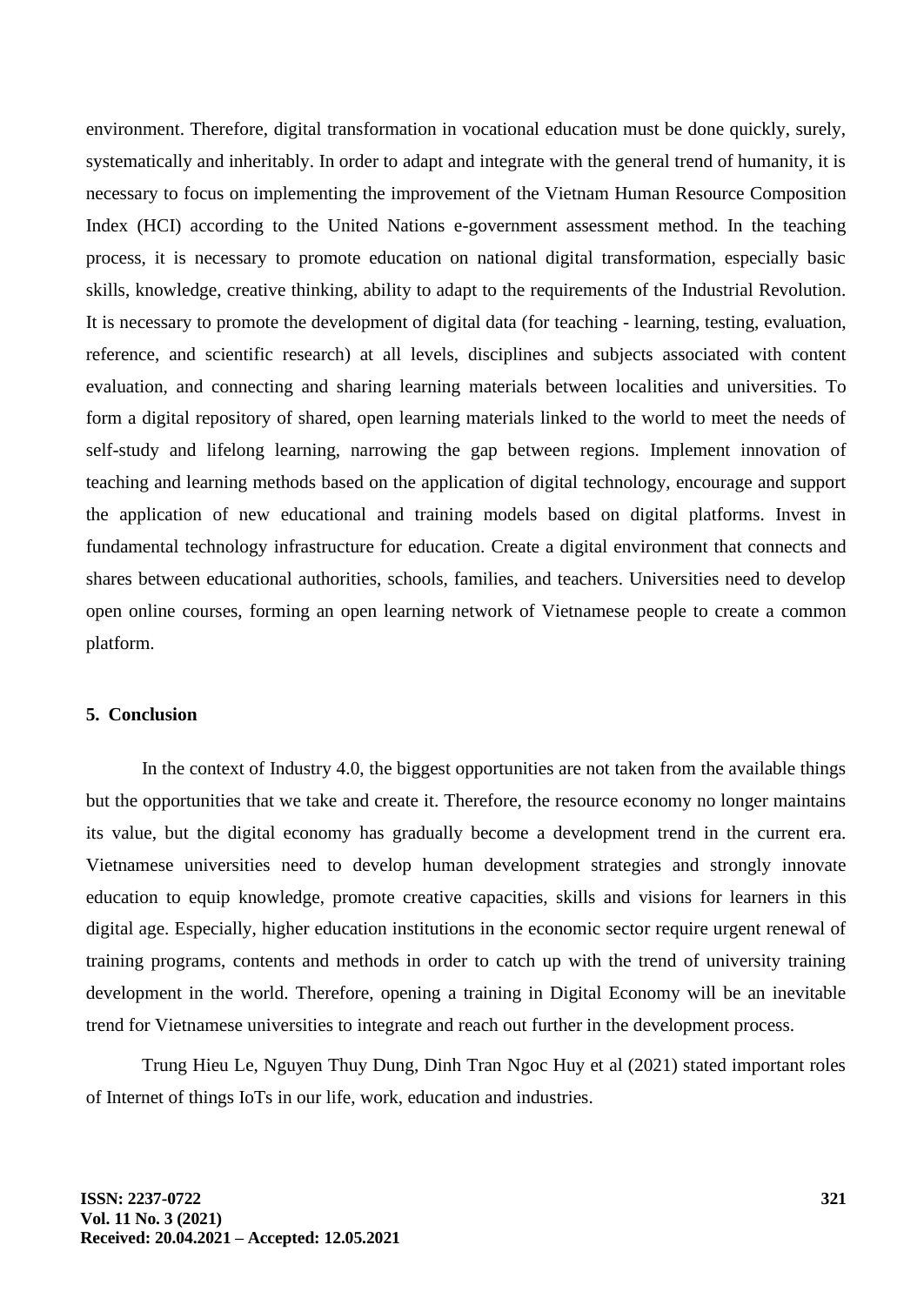environment. Therefore, digital transformation in vocational education must be done quickly, surely, systematically and inheritably. In order to adapt and integrate with the general trend of humanity, it is necessary to focus on implementing the improvement of the Vietnam Human Resource Composition Index (HCI) according to the United Nations e-government assessment method. In the teaching process, it is necessary to promote education on national digital transformation, especially basic skills, knowledge, creative thinking, ability to adapt to the requirements of the Industrial Revolution. It is necessary to promote the development of digital data (for teaching - learning, testing, evaluation, reference, and scientific research) at all levels, disciplines and subjects associated with content evaluation, and connecting and sharing learning materials between localities and universities. To form a digital repository of shared, open learning materials linked to the world to meet the needs of self-study and lifelong learning, narrowing the gap between regions. Implement innovation of teaching and learning methods based on the application of digital technology, encourage and support the application of new educational and training models based on digital platforms. Invest in fundamental technology infrastructure for education. Create a digital environment that connects and shares between educational authorities, schools, families, and teachers. Universities need to develop open online courses, forming an open learning network of Vietnamese people to create a common platform.

## 5. Conclusion

In the context of Industry 4.0, the biggest opportunities are not taken from the available things but the opportunities that we take and create it. Therefore, the resource economy no longer maintains its value, but the digital economy has gradually become a development trend in the current era. Vietnamese universities need to develop human development strategies and strongly innovate education to equip knowledge, promote creative capacities, skills and visions for learners in this digital age. Especially, higher education institutions in the economic sector require urgent renewal of training programs, contents and methods in order to catch up with the trend of university training development in the world. Therefore, opening a training in Digital Economy will be an inevitable trend for Vietnamese universities to integrate and reach out further in the development process.

Trung Hieu Le, Nguyen Thuy Dung, Dinh Tran Ngoc Huy et al (2021) stated important roles of Internet of things IoTs in our life, work, education and industries.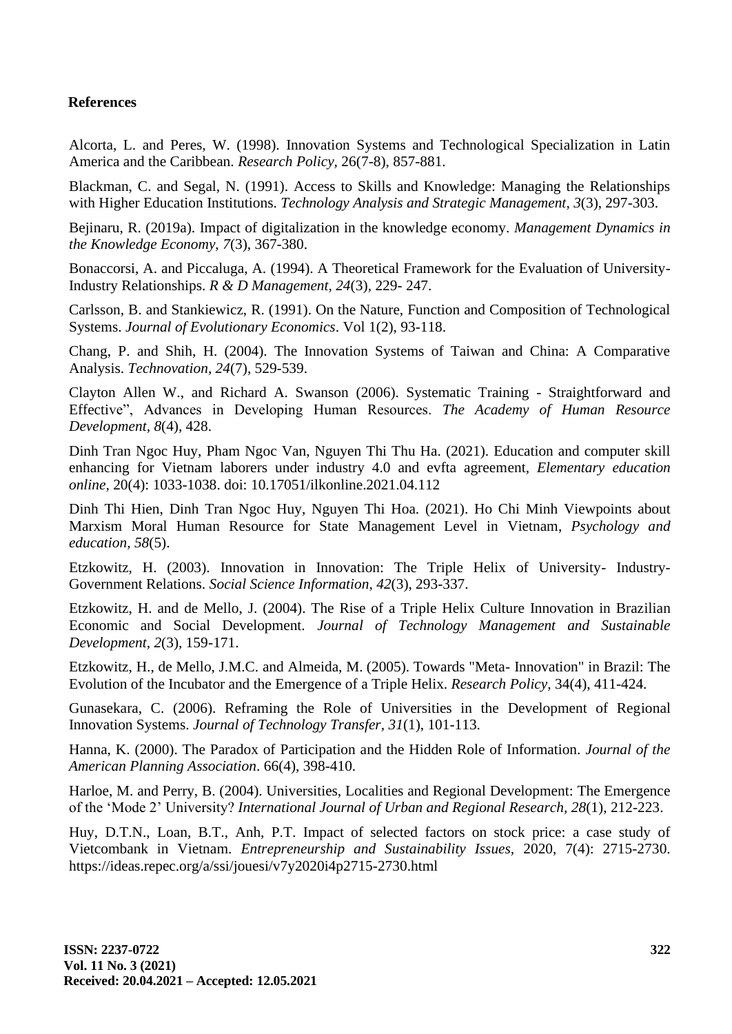## References

Alcorta, L. and Peres, W. (1998). Innovation Systems and Technological Specialization in Latin America and the Caribbean. *Research Policy,* 26(7-8), 857-881.

Blackman, C. and Segal, N. (1991). Access to Skills and Knowledge: Managing the Relationships with Higher Education Institutions. *Technology Analysis and Strategic Management, 3*(3), 297-303.

Bejinaru, R. (2019a). Impact of digitalization in the knowledge economy. *Management Dynamics in the Knowledge Economy*, *7*(3), 367-380.

Bonaccorsi, A. and Piccaluga, A. (1994). A Theoretical Framework for the Evaluation of University-Industry Relationships. *R & D Management, 24*(3), 229- 247.

Carlsson, B. and Stankiewicz, R. (1991). On the Nature, Function and Composition of Technological Systems. *Journal of Evolutionary Economics*. Vol 1(2), 93-118.

Chang, P. and Shih, H. (2004). The Innovation Systems of Taiwan and China: A Comparative Analysis. *Technovation*, *24*(7), 529-539.

Clayton Allen W., and Richard A. Swanson (2006). Systematic Training - Straightforward and Effective", Advances in Developing Human Resources. *The Academy of Human Resource Development*, *8*(4), 428.

Dinh Tran Ngoc Huy, Pham Ngoc Van, Nguyen Thi Thu Ha. (2021). Education and computer skill enhancing for Vietnam laborers under industry 4.0 and evfta agreement, *Elementary education online*, 20(4): 1033-1038. doi: 10.17051/ilkonline.2021.04.112

Dinh Thi Hien, Dinh Tran Ngoc Huy, Nguyen Thi Hoa. (2021). Ho Chi Minh Viewpoints about Marxism Moral Human Resource for State Management Level in Vietnam, *Psychology and education*, *58*(5).

Etzkowitz, H. (2003). Innovation in Innovation: The Triple Helix of University- Industry-Government Relations. *Social Science Information, 42*(3), 293-337.

Etzkowitz, H. and de Mello, J. (2004). The Rise of a Triple Helix Culture Innovation in Brazilian Economic and Social Development. *Journal of Technology Management and Sustainable Development, 2*(3), 159-171.

Etzkowitz, H., de Mello, J.M.C. and Almeida, M. (2005). Towards "Meta- Innovation" in Brazil: The Evolution of the Incubator and the Emergence of a Triple Helix. *Research Policy,* 34(4), 411-424.

Gunasekara, C. (2006). Reframing the Role of Universities in the Development of Regional Innovation Systems. *Journal of Technology Transfer*, *31*(1), 101-113.

Hanna, K. (2000). The Paradox of Participation and the Hidden Role of Information. *Journal of the American Planning Association*. 66(4), 398-410.

Harloe, M. and Perry, B. (2004). Universities, Localities and Regional Development: The Emergence of the 'Mode 2' University? *International Journal of Urban and Regional Research, 28*(1), 212-223.

Huy, D.T.N., Loan, B.T., Anh, P.T. Impact of selected factors on stock price: a case study of Vietcombank in Vietnam. *Entrepreneurship and Sustainability Issues*, 2020, 7(4): 2715-2730. https://ideas.repec.org/a/ssi/jouesi/v7y2020i4p2715-2730.html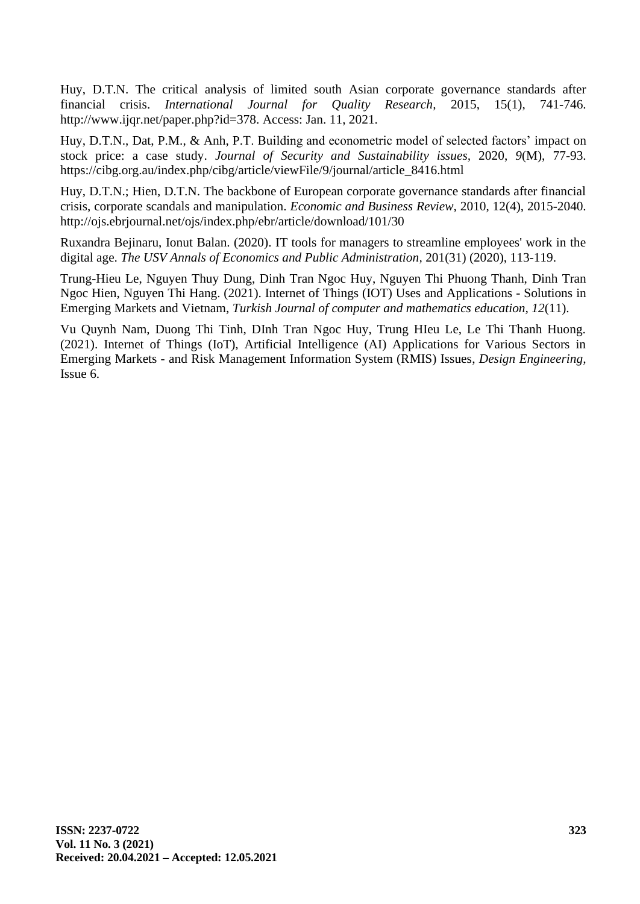Huy, D.T.N. The critical analysis of limited south Asian corporate governance standards after financial crisis. *International Journal for Quality Research*, 2015, 15(1), 741-746. http://www.ijqr.net/paper.php?id=378. Access: Jan. 11, 2021.

Huy, D.T.N., Dat, P.M., & Anh, P.T. Building and econometric model of selected factors' impact on stock price: a case study. *Journal of Security and Sustainability issues*, 2020, *9*(M), 77-93. https://cibg.org.au/index.php/cibg/article/viewFile/9/journal/article_8416.html

Huy, D.T.N.; Hien, D.T.N. The backbone of European corporate governance standards after financial crisis, corporate scandals and manipulation. *Economic and Business Review*, 2010, 12(4), 2015-2040. http://ojs.ebrjournal.net/ojs/index.php/ebr/article/download/101/30

Ruxandra Bejinaru, Ionut Balan. (2020). IT tools for managers to streamline employees' work in the digital age. *The USV Annals of Economics and Public Administration*, 201(31) (2020), 113-119.

Trung-Hieu Le, Nguyen Thuy Dung, Dinh Tran Ngoc Huy, Nguyen Thi Phuong Thanh, Dinh Tran Ngoc Hien, Nguyen Thi Hang. (2021). Internet of Things (IOT) Uses and Applications - Solutions in Emerging Markets and Vietnam, *Turkish Journal of computer and mathematics education, 12*(11).

Vu Quynh Nam, Duong Thi Tinh, DInh Tran Ngoc Huy, Trung HIeu Le, Le Thi Thanh Huong. (2021). Internet of Things (IoT), Artificial Intelligence (AI) Applications for Various Sectors in Emerging Markets - and Risk Management Information System (RMIS) Issues, *Design Engineering*, Issue 6.